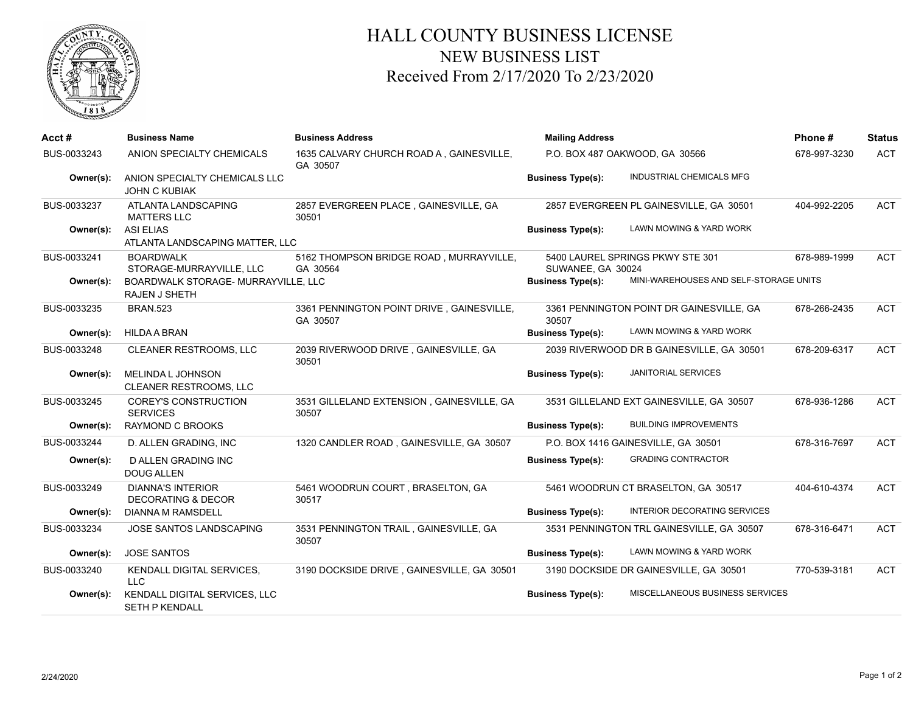# HALL COUNTY BUSINESS LICENSE
## NEW BUSINESS LIST
### Received From 2/17/2020 To 2/23/2020

| Acct # | Business Name | Business Address | Mailing Address | Phone # | Status |
|---|---|---|---|---|---|
| BUS-0033243 | ANION SPECIALTY CHEMICALS | 1635 CALVARY CHURCH ROAD A , GAINESVILLE, GA 30507 | P.O. BOX 487 OAKWOOD, GA 30566 | 678-997-3230 | ACT |
| Owner(s): | ANION SPECIALTY CHEMICALS LLC<br>JOHN C KUBIAK | | Business Type(s): INDUSTRIAL CHEMICALS MFG | | |
| BUS-0033237 | ATLANTA LANDSCAPING MATTERS LLC | 2857 EVERGREEN PLACE , GAINESVILLE, GA 30501 | 2857 EVERGREEN PL GAINESVILLE, GA 30501 | 404-992-2205 | ACT |
| Owner(s): | ASI ELIAS<br>ATLANTA LANDSCAPING MATTER, LLC | | Business Type(s): LAWN MOWING & YARD WORK | | |
| BUS-0033241 | BOARDWALK STORAGE-MURRAYVILLE, LLC | 5162 THOMPSON BRIDGE ROAD , MURRAYVILLE, GA 30564 | 5400 LAUREL SPRINGS PKWY STE 301 SUWANEE, GA 30024 | 678-989-1999 | ACT |
| Owner(s): | BOARDWALK STORAGE- MURRAYVILLE, LLC<br>RAJEN J SHETH | | Business Type(s): MINI-WAREHOUSES AND SELF-STORAGE UNITS | | |
| BUS-0033235 | BRAN.523 | 3361 PENNINGTON POINT DRIVE , GAINESVILLE, GA 30507 | 3361 PENNINGTON POINT DR GAINESVILLE, GA 30507 | 678-266-2435 | ACT |
| Owner(s): | HILDA A BRAN | | Business Type(s): LAWN MOWING & YARD WORK | | |
| BUS-0033248 | CLEANER RESTROOMS, LLC | 2039 RIVERWOOD DRIVE , GAINESVILLE, GA 30501 | 2039 RIVERWOOD DR B GAINESVILLE, GA 30501 | 678-209-6317 | ACT |
| Owner(s): | MELINDA L JOHNSON<br>CLEANER RESTROOMS, LLC | | Business Type(s): JANITORIAL SERVICES | | |
| BUS-0033245 | COREY'S CONSTRUCTION SERVICES | 3531 GILLELAND EXTENSION , GAINESVILLE, GA 30507 | 3531 GILLELAND EXT GAINESVILLE, GA 30507 | 678-936-1286 | ACT |
| Owner(s): | RAYMOND C BROOKS | | Business Type(s): BUILDING IMPROVEMENTS | | |
| BUS-0033244 | D. ALLEN GRADING, INC | 1320 CANDLER ROAD , GAINESVILLE, GA 30507 | P.O. BOX 1416 GAINESVILLE, GA 30501 | 678-316-7697 | ACT |
| Owner(s): | D ALLEN GRADING INC<br>DOUG ALLEN | | Business Type(s): GRADING CONTRACTOR | | |
| BUS-0033249 | DIANNA'S INTERIOR DECORATING & DECOR | 5461 WOODRUN COURT , BRASELTON, GA 30517 | 5461 WOODRUN CT BRASELTON, GA 30517 | 404-610-4374 | ACT |
| Owner(s): | DIANNA M RAMSDELL | | Business Type(s): INTERIOR DECORATING SERVICES | | |
| BUS-0033234 | JOSE SANTOS LANDSCAPING | 3531 PENNINGTON TRAIL , GAINESVILLE, GA 30507 | 3531 PENNINGTON TRL GAINESVILLE, GA 30507 | 678-316-6471 | ACT |
| Owner(s): | JOSE SANTOS | | Business Type(s): LAWN MOWING & YARD WORK | | |
| BUS-0033240 | KENDALL DIGITAL SERVICES, LLC | 3190 DOCKSIDE DRIVE , GAINESVILLE, GA 30501 | 3190 DOCKSIDE DR GAINESVILLE, GA 30501 | 770-539-3181 | ACT |
| Owner(s): | KENDALL DIGITAL SERVICES, LLC<br>SETH P KENDALL | | Business Type(s): MISCELLANEOUS BUSINESS SERVICES | | |

2/24/2020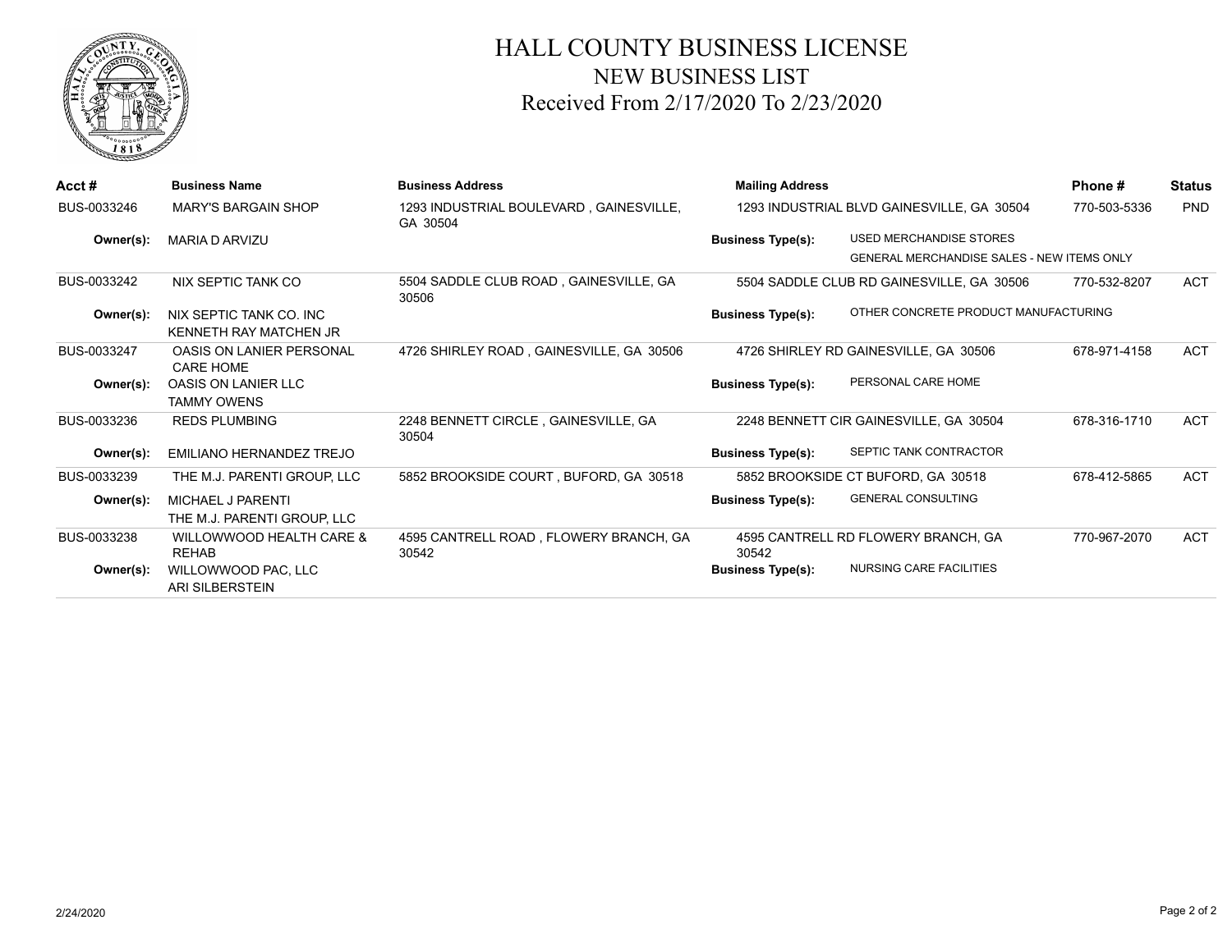# HALL COUNTY BUSINESS LICENSE
## NEW BUSINESS LIST
### Received From 2/17/2020 To 2/23/2020

| Acct # | Business Name | Business Address | Mailing Address | | Phone # | Status |
|---|---|---|---|---|---|---|
| BUS-0033246 | MARY'S BARGAIN SHOP | 1293 INDUSTRIAL BOULEVARD , GAINESVILLE, GA 30504 | 1293 INDUSTRIAL BLVD GAINESVILLE, GA 30504 | | 770-503-5336 | PND |
| **Owner(s):** | MARIA D ARVIZU | | **Business Type(s):** | USED MERCHANDISE STORES<br>GENERAL MERCHANDISE SALES - NEW ITEMS ONLY | | |
| BUS-0033242 | NIX SEPTIC TANK CO | 5504 SADDLE CLUB ROAD , GAINESVILLE, GA 30506 | 5504 SADDLE CLUB RD GAINESVILLE, GA 30506 | | 770-532-8207 | ACT |
| **Owner(s):** | NIX SEPTIC TANK CO. INC<br>KENNETH RAY MATCHEN JR | | **Business Type(s):** | OTHER CONCRETE PRODUCT MANUFACTURING | | |
| BUS-0033247 | OASIS ON LANIER PERSONAL CARE HOME | 4726 SHIRLEY ROAD , GAINESVILLE, GA 30506 | 4726 SHIRLEY RD GAINESVILLE, GA 30506 | | 678-971-4158 | ACT |
| **Owner(s):** | OASIS ON LANIER LLC<br>TAMMY OWENS | | **Business Type(s):** | PERSONAL CARE HOME | | |
| BUS-0033236 | REDS PLUMBING | 2248 BENNETT CIRCLE , GAINESVILLE, GA 30504 | 2248 BENNETT CIR GAINESVILLE, GA 30504 | | 678-316-1710 | ACT |
| **Owner(s):** | EMILIANO HERNANDEZ TREJO | | **Business Type(s):** | SEPTIC TANK CONTRACTOR | | |
| BUS-0033239 | THE M.J. PARENTI GROUP, LLC | 5852 BROOKSIDE COURT , BUFORD, GA 30518 | 5852 BROOKSIDE CT BUFORD, GA 30518 | | 678-412-5865 | ACT |
| **Owner(s):** | MICHAEL J PARENTI<br>THE M.J. PARENTI GROUP, LLC | | **Business Type(s):** | GENERAL CONSULTING | | |
| BUS-0033238 | WILLOWWOOD HEALTH CARE & REHAB | 4595 CANTRELL ROAD , FLOWERY BRANCH, GA 30542 | 4595 CANTRELL RD FLOWERY BRANCH, GA 30542 | | 770-967-2070 | ACT |
| **Owner(s):** | WILLOWWOOD PAC, LLC<br>ARI SILBERSTEIN | | **Business Type(s):** | NURSING CARE FACILITIES | | |

2/24/2020